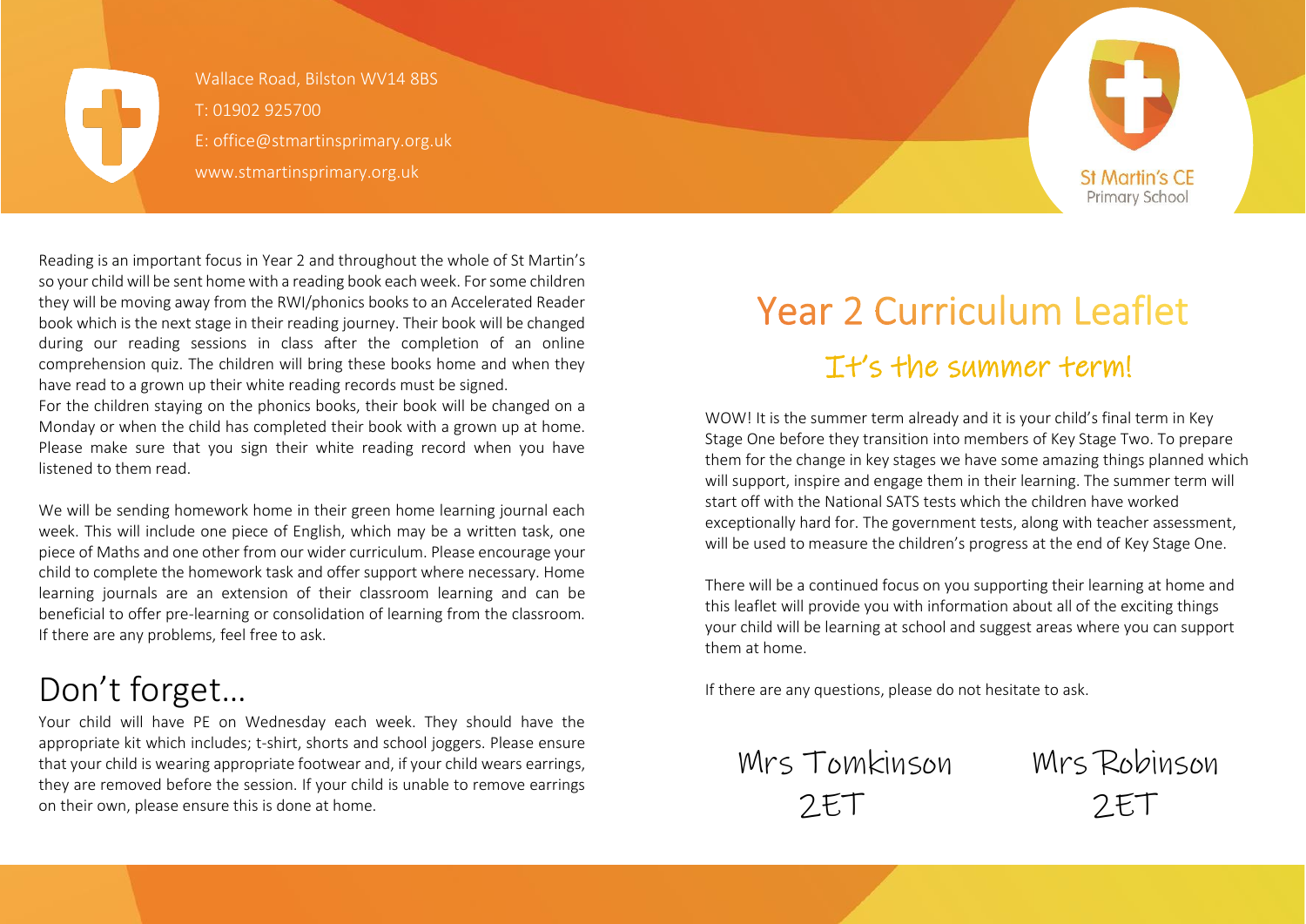Wallace Road, Bilston WV14 8BS
T: 01902 925700
E: office@stmartinsprimary.org.uk
www.stmartinsprimary.org.uk

St Martin's CE Primary School

Reading is an important focus in Year 2 and throughout the whole of St Martin's so your child will be sent home with a reading book each week. For some children they will be moving away from the RWI/phonics books to an Accelerated Reader book which is the next stage in their reading journey. Their book will be changed during our reading sessions in class after the completion of an online comprehension quiz. The children will bring these books home and when they have read to a grown up their white reading records must be signed.
For the children staying on the phonics books, their book will be changed on a Monday or when the child has completed their book with a grown up at home. Please make sure that you sign their white reading record when you have listened to them read.

We will be sending homework home in their green home learning journal each week. This will include one piece of English, which may be a written task, one piece of Maths and one other from our wider curriculum. Please encourage your child to complete the homework task and offer support where necessary. Home learning journals are an extension of their classroom learning and can be beneficial to offer pre-learning or consolidation of learning from the classroom. If there are any problems, feel free to ask.

## Don't forget…

Your child will have PE on Wednesday each week. They should have the appropriate kit which includes; t-shirt, shorts and school joggers. Please ensure that your child is wearing appropriate footwear and, if your child wears earrings, they are removed before the session. If your child is unable to remove earrings on their own, please ensure this is done at home.

# Year 2 Curriculum Leaflet

## It's the summer term!

WOW! It is the summer term already and it is your child's final term in Key Stage One before they transition into members of Key Stage Two. To prepare them for the change in key stages we have some amazing things planned which will support, inspire and engage them in their learning. The summer term will start off with the National SATS tests which the children have worked exceptionally hard for. The government tests, along with teacher assessment, will be used to measure the children's progress at the end of Key Stage One.

There will be a continued focus on you supporting their learning at home and this leaflet will provide you with information about all of the exciting things your child will be learning at school and suggest areas where you can support them at home.

If there are any questions, please do not hesitate to ask.

Mrs Tomkinson
2ET

Mrs Robinson
2ET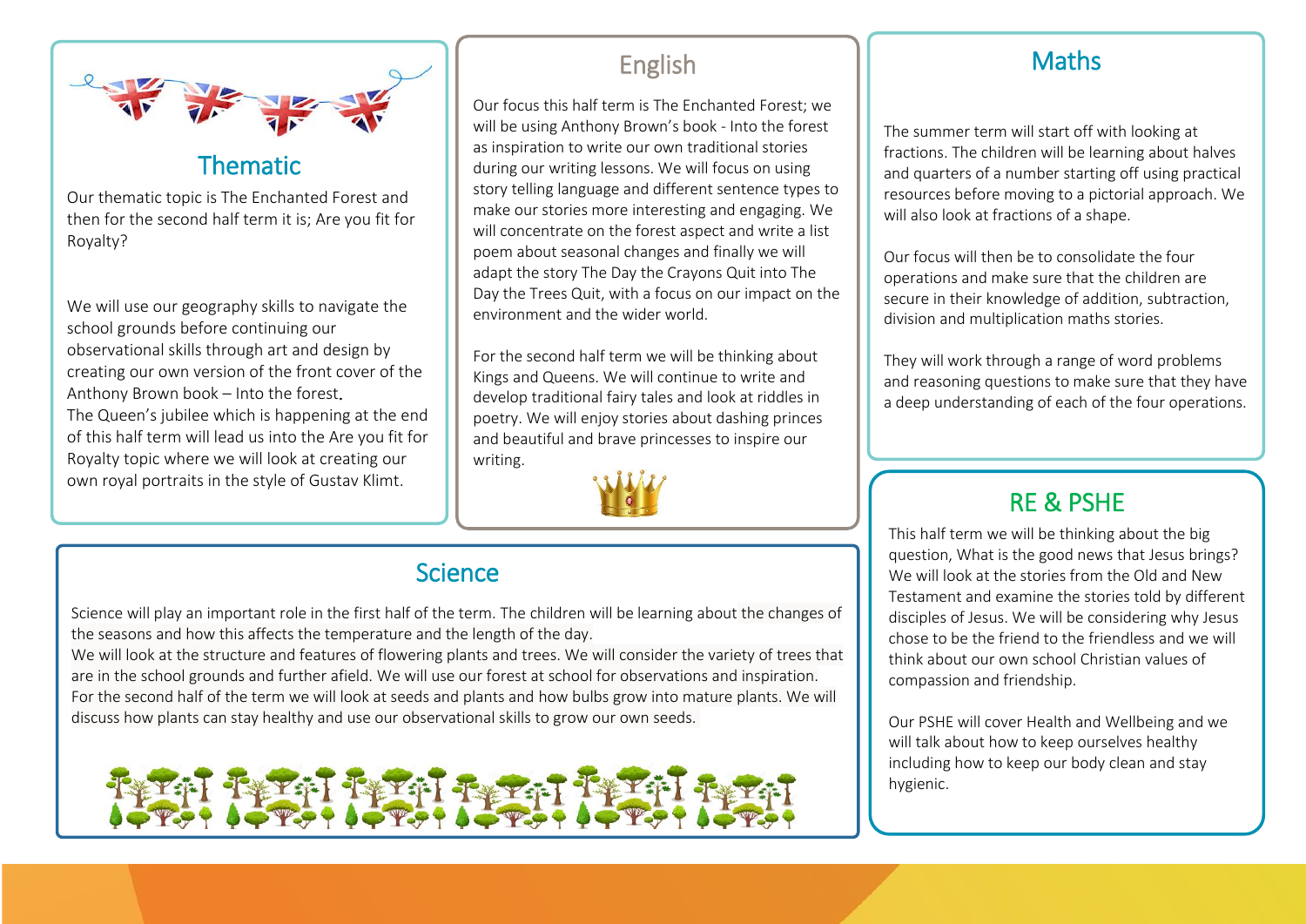## Thematic

Our thematic topic is The Enchanted Forest and then for the second half term it is; Are you fit for Royalty?

We will use our geography skills to navigate the school grounds before continuing our observational skills through art and design by creating our own version of the front cover of the Anthony Brown book – Into the forest.
The Queen's jubilee which is happening at the end of this half term will lead us into the Are you fit for Royalty topic where we will look at creating our own royal portraits in the style of Gustav Klimt.

## English

Our focus this half term is The Enchanted Forest; we will be using Anthony Brown's book - Into the forest as inspiration to write our own traditional stories during our writing lessons. We will focus on using story telling language and different sentence types to make our stories more interesting and engaging. We will concentrate on the forest aspect and write a list poem about seasonal changes and finally we will adapt the story The Day the Crayons Quit into The Day the Trees Quit, with a focus on our impact on the environment and the wider world.

For the second half term we will be thinking about Kings and Queens. We will continue to write and develop traditional fairy tales and look at riddles in poetry. We will enjoy stories about dashing princes and beautiful and brave princesses to inspire our writing.

## Maths

The summer term will start off with looking at fractions. The children will be learning about halves and quarters of a number starting off using practical resources before moving to a pictorial approach. We will also look at fractions of a shape.

Our focus will then be to consolidate the four operations and make sure that the children are secure in their knowledge of addition, subtraction, division and multiplication maths stories.

They will work through a range of word problems and reasoning questions to make sure that they have a deep understanding of each of the four operations.

## Science

Science will play an important role in the first half of the term. The children will be learning about the changes of the seasons and how this affects the temperature and the length of the day.
We will look at the structure and features of flowering plants and trees. We will consider the variety of trees that are in the school grounds and further afield. We will use our forest at school for observations and inspiration.
For the second half of the term we will look at seeds and plants and how bulbs grow into mature plants. We will discuss how plants can stay healthy and use our observational skills to grow our own seeds.

## RE & PSHE

This half term we will be thinking about the big question, What is the good news that Jesus brings? We will look at the stories from the Old and New Testament and examine the stories told by different disciples of Jesus. We will be considering why Jesus chose to be the friend to the friendless and we will think about our own school Christian values of compassion and friendship.

Our PSHE will cover Health and Wellbeing and we will talk about how to keep ourselves healthy including how to keep our body clean and stay hygienic.